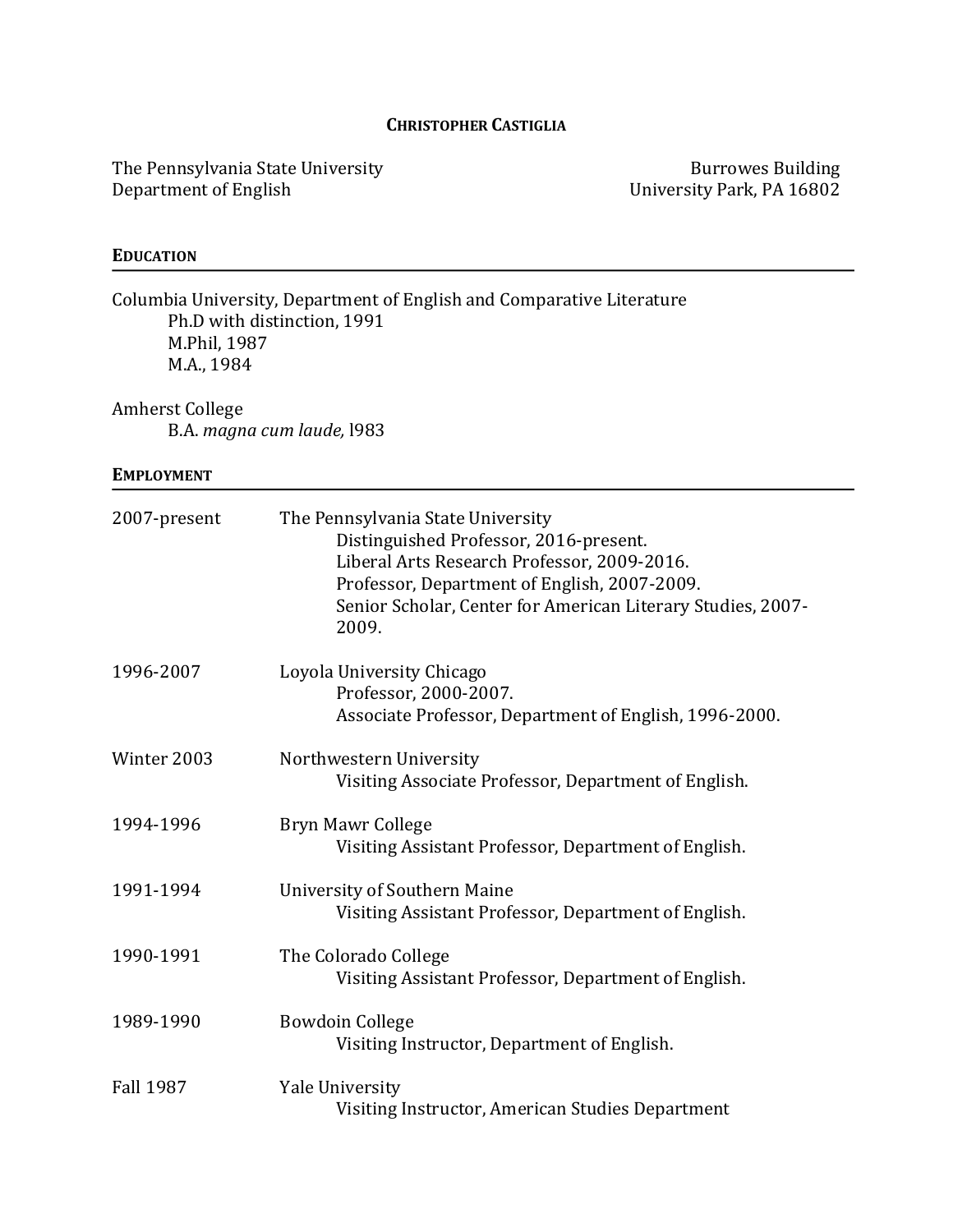# CHRISTOPHER CASTIGLIA

The Pennsylvania State University
Department of English

Burrowes Building
University Park, PA 16802

## EDUCATION

Columbia University, Department of English and Comparative Literature
- Ph.D with distinction, 1991
- M.Phil, 1987
- M.A., 1984

Amherst College
- B.A. *magna cum laude,* l983

## EMPLOYMENT

| | |
|---|---|
| 2007-present | The Pennsylvania State University<br>Distinguished Professor, 2016-present.<br>Liberal Arts Research Professor, 2009-2016.<br>Professor, Department of English, 2007-2009.<br>Senior Scholar, Center for American Literary Studies, 2007-2009. |
| 1996-2007 | Loyola University Chicago<br>Professor, 2000-2007.<br>Associate Professor, Department of English, 1996-2000. |
| Winter 2003 | Northwestern University<br>Visiting Associate Professor, Department of English. |
| 1994-1996 | Bryn Mawr College<br>Visiting Assistant Professor, Department of English. |
| 1991-1994 | University of Southern Maine<br>Visiting Assistant Professor, Department of English. |
| 1990-1991 | The Colorado College<br>Visiting Assistant Professor, Department of English. |
| 1989-1990 | Bowdoin College<br>Visiting Instructor, Department of English. |
| Fall 1987 | Yale University<br>Visiting Instructor, American Studies Department |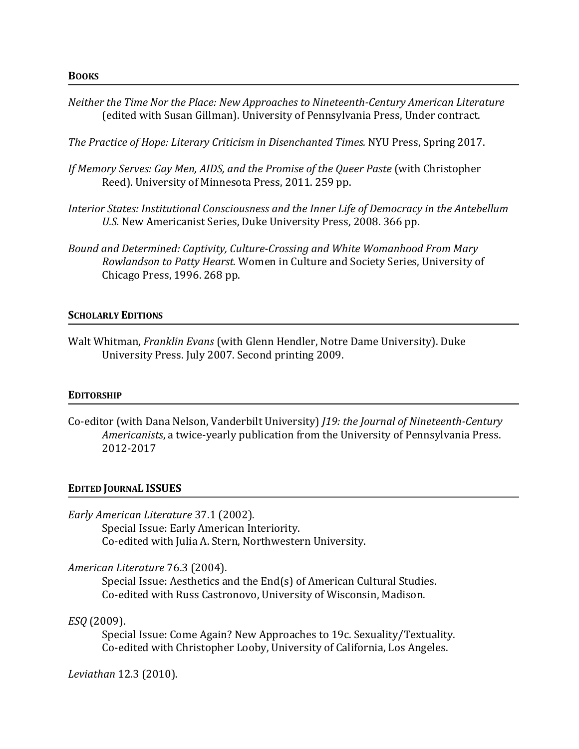## BOOKS

*Neither the Time Nor the Place: New Approaches to Nineteenth-Century American Literature* (edited with Susan Gillman). University of Pennsylvania Press, Under contract.

*The Practice of Hope: Literary Criticism in Disenchanted Times.* NYU Press, Spring 2017.

*If Memory Serves: Gay Men, AIDS, and the Promise of the Queer Paste* (with Christopher Reed). University of Minnesota Press, 2011. 259 pp.

*Interior States: Institutional Consciousness and the Inner Life of Democracy in the Antebellum U.S.* New Americanist Series, Duke University Press, 2008. 366 pp.

*Bound and Determined: Captivity, Culture-Crossing and White Womanhood From Mary Rowlandson to Patty Hearst.* Women in Culture and Society Series, University of Chicago Press, 1996. 268 pp.

## SCHOLARLY EDITIONS

Walt Whitman, *Franklin Evans* (with Glenn Hendler, Notre Dame University). Duke University Press. July 2007. Second printing 2009.

## EDITORSHIP

Co-editor (with Dana Nelson, Vanderbilt University) *J19: the Journal of Nineteenth-Century Americanists*, a twice-yearly publication from the University of Pennsylvania Press. 2012-2017

## EDITED JOURNAL ISSUES

*Early American Literature* 37.1 (2002).
Special Issue: Early American Interiority.
Co-edited with Julia A. Stern, Northwestern University.

*American Literature* 76.3 (2004).
Special Issue: Aesthetics and the End(s) of American Cultural Studies.
Co-edited with Russ Castronovo, University of Wisconsin, Madison.

*ESQ* (2009).
Special Issue: Come Again? New Approaches to 19c. Sexuality/Textuality.
Co-edited with Christopher Looby, University of California, Los Angeles.

*Leviathan* 12.3 (2010).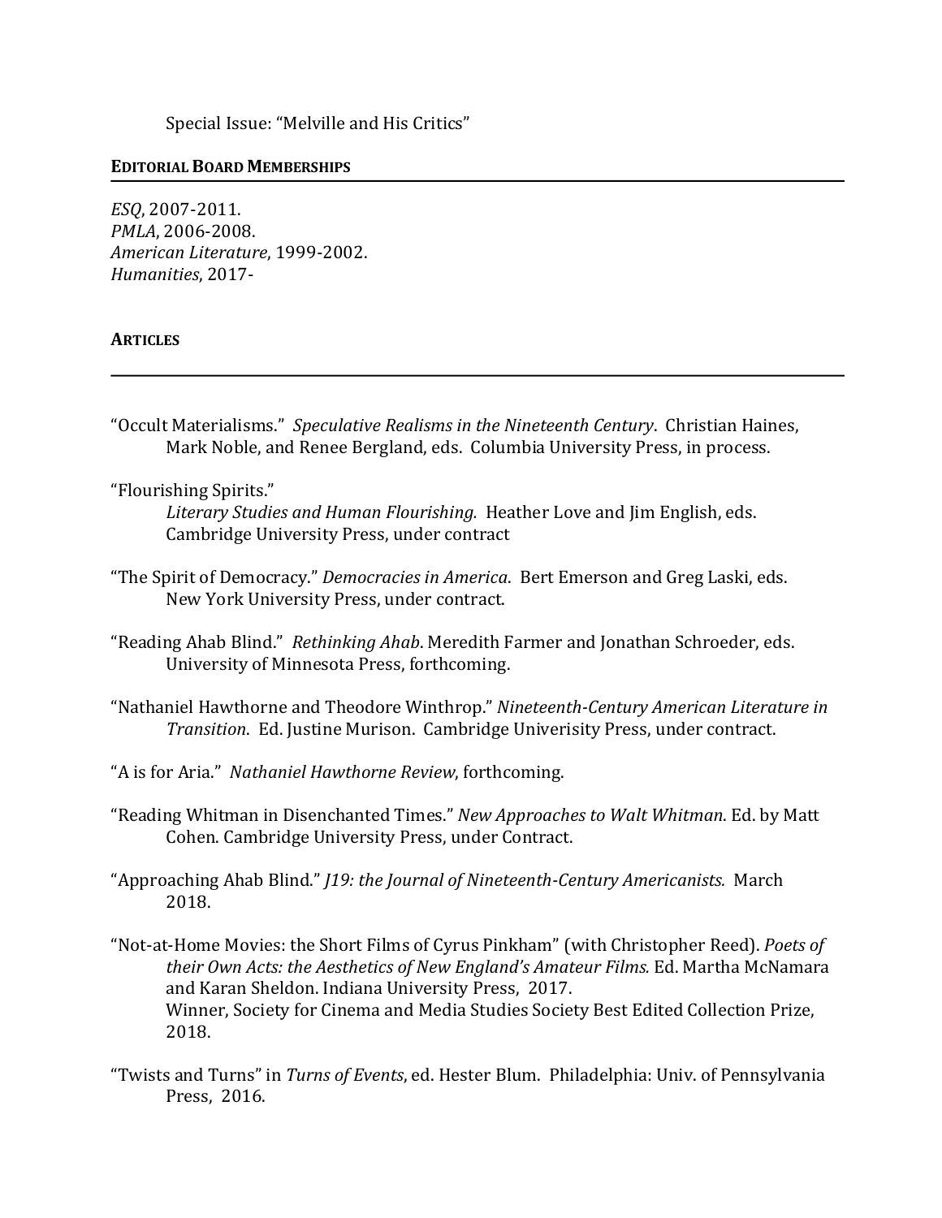Special Issue: "Melville and His Critics"

## EDITORIAL BOARD MEMBERSHIPS

*ESQ*, 2007-2011.
*PMLA*, 2006-2008.
*American Literature*, 1999-2002.
*Humanities*, 2017-

## ARTICLES

"Occult Materialisms." *Speculative Realisms in the Nineteenth Century*. Christian Haines, Mark Noble, and Renee Bergland, eds. Columbia University Press, in process.

"Flourishing Spirits." *Literary Studies and Human Flourishing.* Heather Love and Jim English, eds. Cambridge University Press, under contract

"The Spirit of Democracy." *Democracies in America*. Bert Emerson and Greg Laski, eds. New York University Press, under contract.

"Reading Ahab Blind." *Rethinking Ahab*. Meredith Farmer and Jonathan Schroeder, eds. University of Minnesota Press, forthcoming.

"Nathaniel Hawthorne and Theodore Winthrop." *Nineteenth-Century American Literature in Transition*. Ed. Justine Murison. Cambridge Univerisity Press, under contract.

"A is for Aria." *Nathaniel Hawthorne Review*, forthcoming.

"Reading Whitman in Disenchanted Times." *New Approaches to Walt Whitman*. Ed. by Matt Cohen. Cambridge University Press, under Contract.

"Approaching Ahab Blind." *J19: the Journal of Nineteenth-Century Americanists.* March 2018.

"Not-at-Home Movies: the Short Films of Cyrus Pinkham" (with Christopher Reed). *Poets of their Own Acts: the Aesthetics of New England's Amateur Films.* Ed. Martha McNamara and Karan Sheldon. Indiana University Press, 2017.
Winner, Society for Cinema and Media Studies Society Best Edited Collection Prize, 2018.

"Twists and Turns" in *Turns of Events*, ed. Hester Blum. Philadelphia: Univ. of Pennsylvania Press, 2016.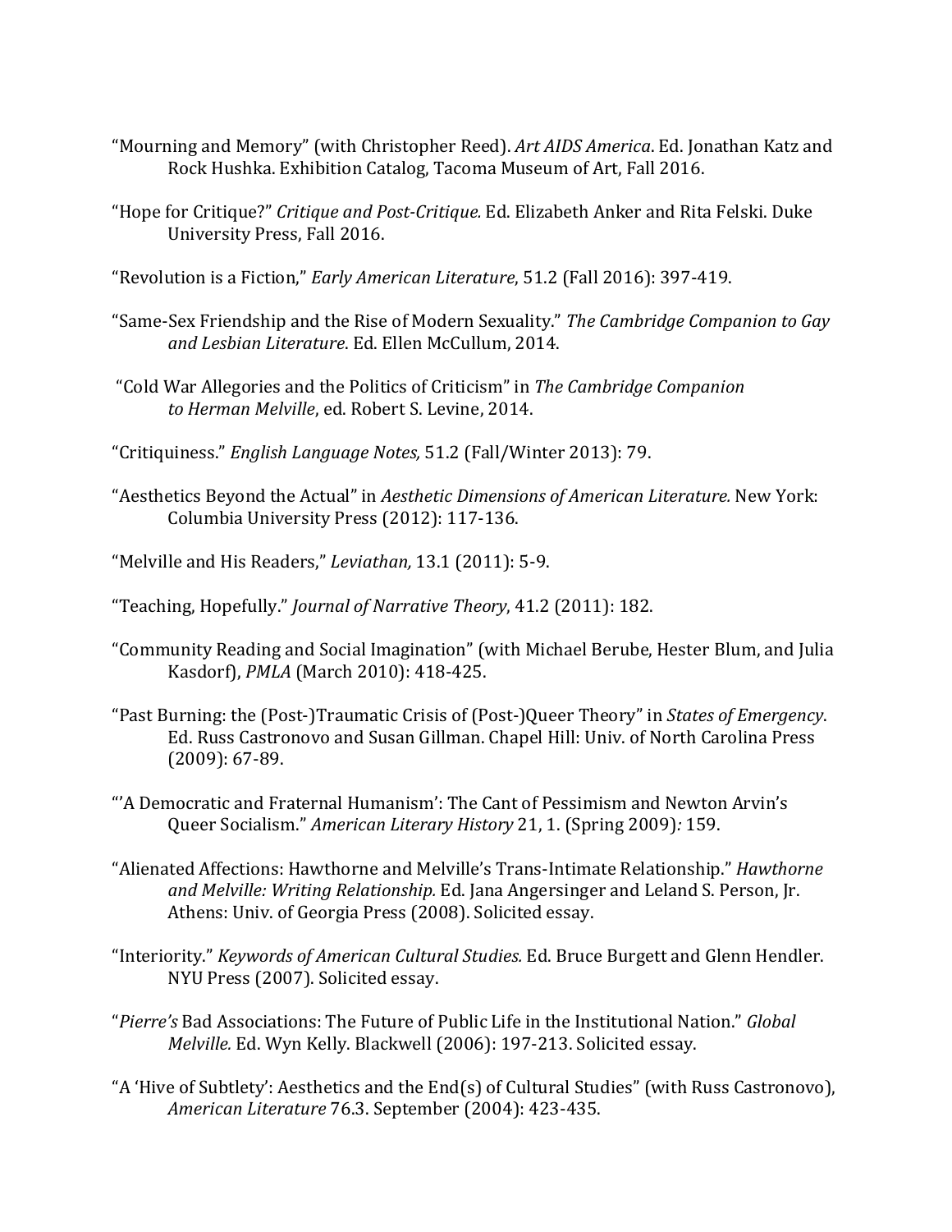“Mourning and Memory” (with Christopher Reed). *Art AIDS America*. Ed. Jonathan Katz and Rock Hushka. Exhibition Catalog, Tacoma Museum of Art, Fall 2016.

“Hope for Critique?” *Critique and Post-Critique.* Ed. Elizabeth Anker and Rita Felski. Duke University Press, Fall 2016.

“Revolution is a Fiction,” *Early American Literature*, 51.2 (Fall 2016): 397-419.

“Same-Sex Friendship and the Rise of Modern Sexuality.” *The Cambridge Companion to Gay and Lesbian Literature*. Ed. Ellen McCullum, 2014.

“Cold War Allegories and the Politics of Criticism” in *The Cambridge Companion to Herman Melville*, ed. Robert S. Levine, 2014.

“Critiquiness.” *English Language Notes,* 51.2 (Fall/Winter 2013): 79.

“Aesthetics Beyond the Actual” in *Aesthetic Dimensions of American Literature.* New York: Columbia University Press (2012): 117-136.

“Melville and His Readers,” *Leviathan,* 13.1 (2011): 5-9.

“Teaching, Hopefully.” *Journal of Narrative Theory*, 41.2 (2011): 182.

“Community Reading and Social Imagination” (with Michael Berube, Hester Blum, and Julia Kasdorf), *PMLA* (March 2010): 418-425.

“Past Burning: the (Post-)Traumatic Crisis of (Post-)Queer Theory” in *States of Emergency*. Ed. Russ Castronovo and Susan Gillman. Chapel Hill: Univ. of North Carolina Press (2009): 67-89.

“‘A Democratic and Fraternal Humanism’: The Cant of Pessimism and Newton Arvin’s Queer Socialism.” *American Literary History* 21, 1. (Spring 2009)*:* 159.

“Alienated Affections: Hawthorne and Melville’s Trans-Intimate Relationship.” *Hawthorne and Melville: Writing Relationship.* Ed. Jana Angersinger and Leland S. Person, Jr. Athens: Univ. of Georgia Press (2008). Solicited essay.

“Interiority.” *Keywords of American Cultural Studies.* Ed. Bruce Burgett and Glenn Hendler. NYU Press (2007). Solicited essay.

“*Pierre’s* Bad Associations: The Future of Public Life in the Institutional Nation.” *Global Melville.* Ed. Wyn Kelly. Blackwell (2006): 197-213. Solicited essay.

“A ‘Hive of Subtlety’: Aesthetics and the End(s) of Cultural Studies” (with Russ Castronovo), *American Literature* 76.3. September (2004): 423-435.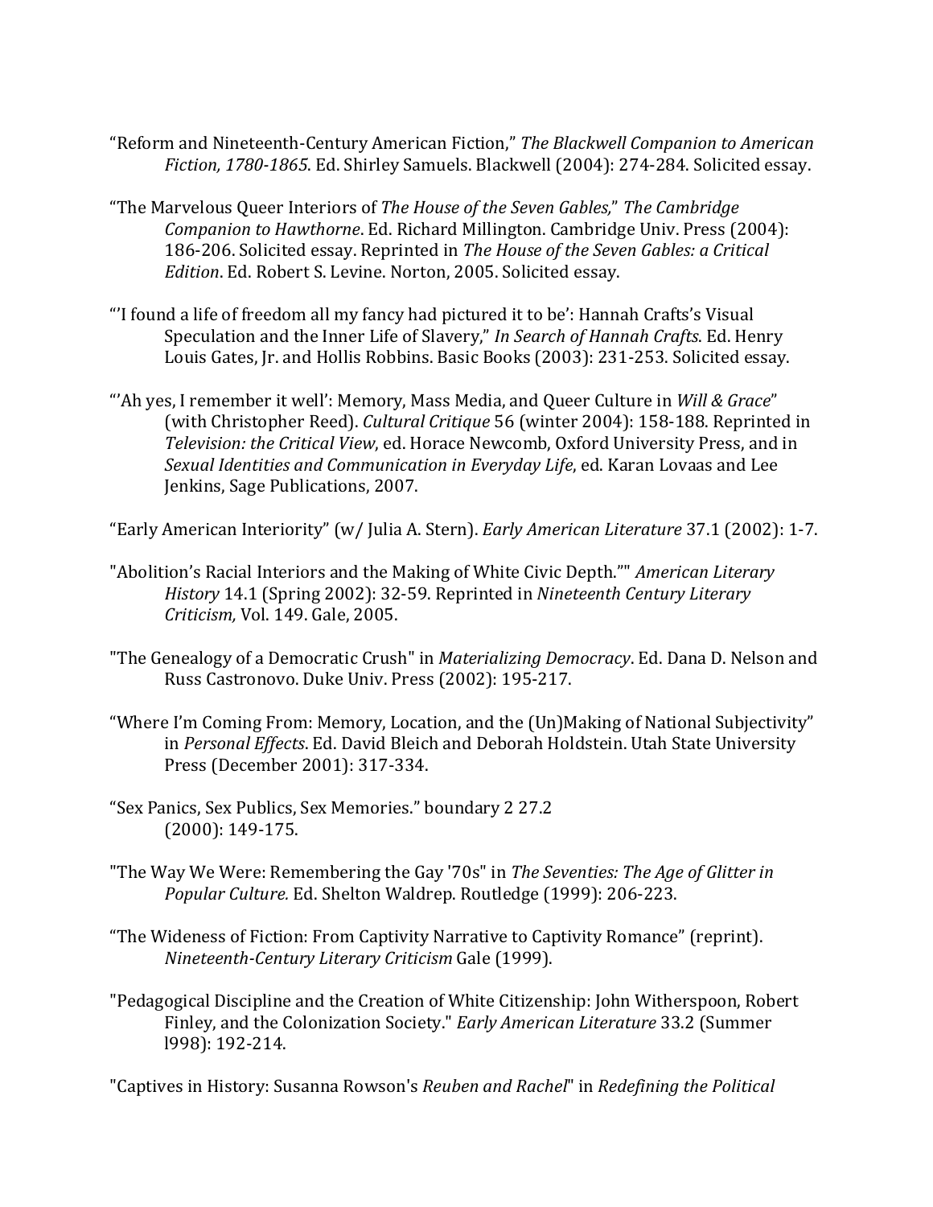“Reform and Nineteenth-Century American Fiction,” *The Blackwell Companion to American Fiction, 1780-1865*. Ed. Shirley Samuels. Blackwell (2004): 274-284. Solicited essay.

“The Marvelous Queer Interiors of *The House of the Seven Gables*,” *The Cambridge Companion to Hawthorne*. Ed. Richard Millington. Cambridge Univ. Press (2004): 186-206. Solicited essay. Reprinted in *The House of the Seven Gables: a Critical Edition*. Ed. Robert S. Levine. Norton, 2005. Solicited essay.

“'I found a life of freedom all my fancy had pictured it to be': Hannah Crafts's Visual Speculation and the Inner Life of Slavery,” *In Search of Hannah Crafts*. Ed. Henry Louis Gates, Jr. and Hollis Robbins. Basic Books (2003): 231-253. Solicited essay.

“'Ah yes, I remember it well': Memory, Mass Media, and Queer Culture in *Will & Grace*” (with Christopher Reed). *Cultural Critique* 56 (winter 2004): 158-188. Reprinted in *Television: the Critical View*, ed. Horace Newcomb, Oxford University Press, and in *Sexual Identities and Communication in Everyday Life*, ed. Karan Lovaas and Lee Jenkins, Sage Publications, 2007.

“Early American Interiority” (w/ Julia A. Stern). *Early American Literature* 37.1 (2002): 1-7.

"Abolition's Racial Interiors and the Making of White Civic Depth."" *American Literary History* 14.1 (Spring 2002): 32-59. Reprinted in *Nineteenth Century Literary Criticism,* Vol. 149. Gale, 2005.

"The Genealogy of a Democratic Crush" in *Materializing Democracy*. Ed. Dana D. Nelson and Russ Castronovo. Duke Univ. Press (2002): 195-217.

“Where I'm Coming From: Memory, Location, and the (Un)Making of National Subjectivity” in *Personal Effects*. Ed. David Bleich and Deborah Holdstein. Utah State University Press (December 2001): 317-334.

“Sex Panics, Sex Publics, Sex Memories.” boundary 2 27.2 (2000): 149-175.

"The Way We Were: Remembering the Gay '70s" in *The Seventies: The Age of Glitter in Popular Culture.* Ed. Shelton Waldrep. Routledge (1999): 206-223.

“The Wideness of Fiction: From Captivity Narrative to Captivity Romance” (reprint). *Nineteenth-Century Literary Criticism* Gale (1999).

"Pedagogical Discipline and the Creation of White Citizenship: John Witherspoon, Robert Finley, and the Colonization Society." *Early American Literature* 33.2 (Summer l998): 192-214.

"Captives in History: Susanna Rowson's *Reuben and Rachel*" in *Redefining the Political*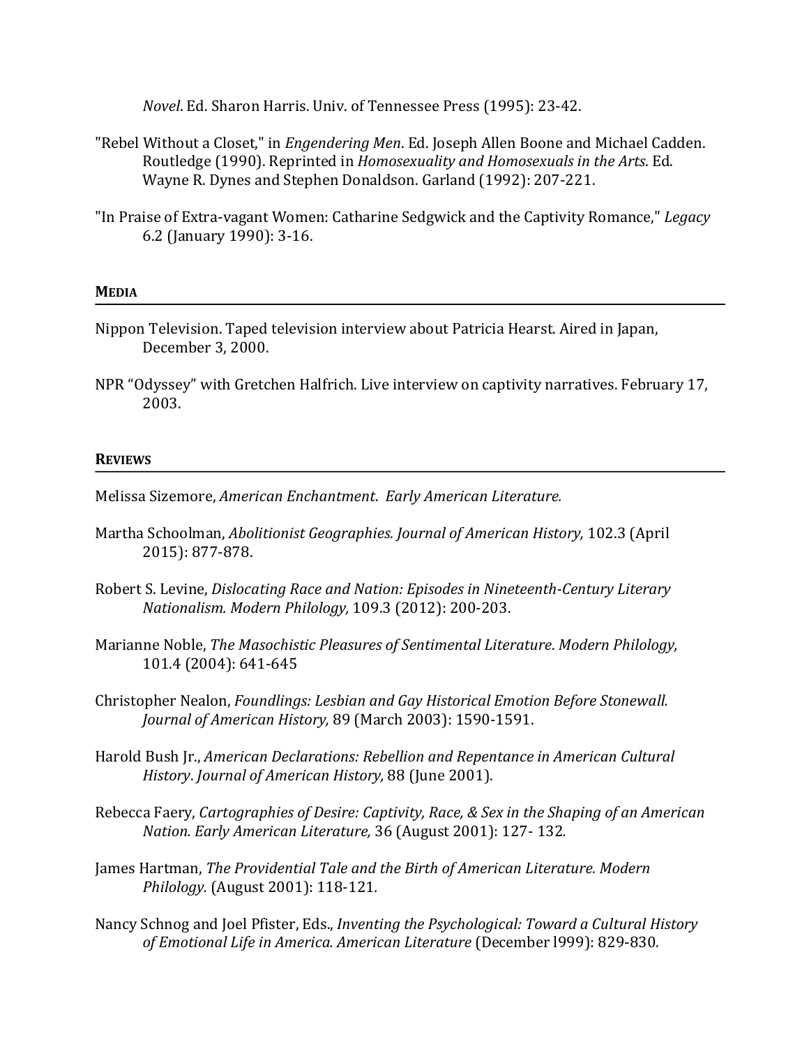*Novel*. Ed. Sharon Harris. Univ. of Tennessee Press (1995): 23-42.

"Rebel Without a Closet," in *Engendering Men*. Ed. Joseph Allen Boone and Michael Cadden. Routledge (1990). Reprinted in *Homosexuality and Homosexuals in the Arts*. Ed. Wayne R. Dynes and Stephen Donaldson. Garland (1992): 207-221.

"In Praise of Extra-vagant Women: Catharine Sedgwick and the Captivity Romance," *Legacy* 6.2 (January 1990): 3-16.

## Media

Nippon Television. Taped television interview about Patricia Hearst. Aired in Japan, December 3, 2000.

NPR "Odyssey" with Gretchen Halfrich. Live interview on captivity narratives. February 17, 2003.

## Reviews

Melissa Sizemore, *American Enchantment*. *Early American Literature.*

Martha Schoolman, *Abolitionist Geographies. Journal of American History,* 102.3 (April 2015): 877-878.

Robert S. Levine, *Dislocating Race and Nation: Episodes in Nineteenth-Century Literary Nationalism. Modern Philology,* 109.3 (2012): 200-203.

Marianne Noble, *The Masochistic Pleasures of Sentimental Literature*. *Modern Philology,* 101.4 (2004): 641-645

Christopher Nealon, *Foundlings: Lesbian and Gay Historical Emotion Before Stonewall. Journal of American History,* 89 (March 2003): 1590-1591.

Harold Bush Jr., *American Declarations: Rebellion and Repentance in American Cultural History*. *Journal of American History,* 88 (June 2001).

Rebecca Faery, *Cartographies of Desire: Captivity, Race, & Sex in the Shaping of an American Nation. Early American Literature,* 36 (August 2001): 127- 132.

James Hartman, *The Providential Tale and the Birth of American Literature. Modern Philology.* (August 2001): 118-121.

Nancy Schnog and Joel Pfister, Eds., *Inventing the Psychological: Toward a Cultural History of Emotional Life in America. American Literature* (December l999): 829-830.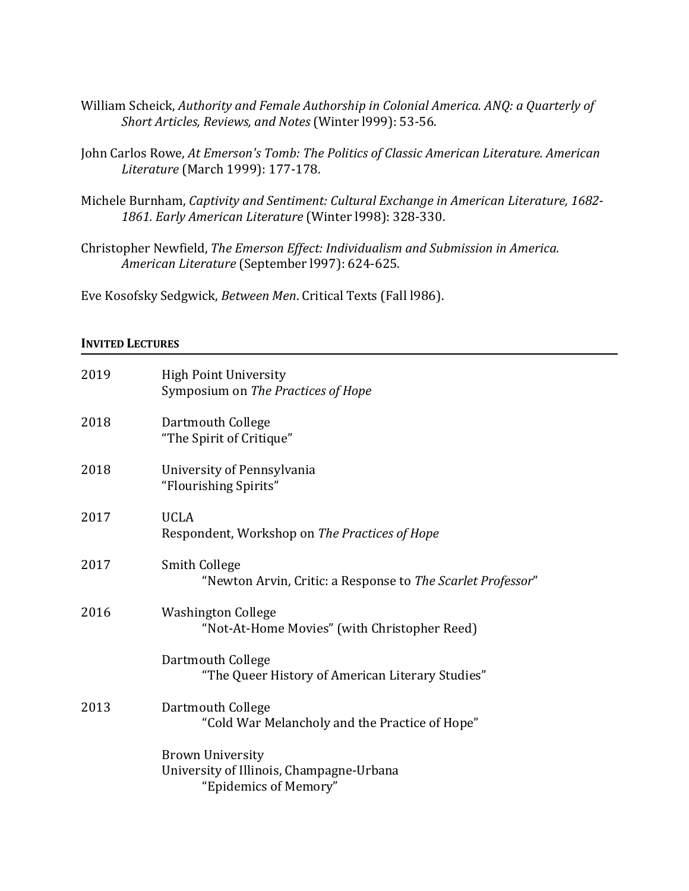William Scheick, *Authority and Female Authorship in Colonial America. ANQ: a Quarterly of Short Articles, Reviews, and Notes* (Winter l999): 53-56.

John Carlos Rowe, *At Emerson's Tomb: The Politics of Classic American Literature. American Literature* (March 1999): 177-178.

Michele Burnham, *Captivity and Sentiment: Cultural Exchange in American Literature, 1682-1861. Early American Literature* (Winter l998): 328-330.

Christopher Newfield, *The Emerson Effect: Individualism and Submission in America. American Literature* (September l997): 624-625.

Eve Kosofsky Sedgwick, *Between Men*. Critical Texts (Fall l986).

## INVITED LECTURES

2019 High Point University
Symposium on *The Practices of Hope*

2018 Dartmouth College
"The Spirit of Critique"

2018 University of Pennsylvania
"Flourishing Spirits"

2017 UCLA
Respondent, Workshop on *The Practices of Hope*

2017 Smith College
"Newton Arvin, Critic: a Response to *The Scarlet Professor*"

2016 Washington College
"Not-At-Home Movies" (with Christopher Reed)

Dartmouth College
"The Queer History of American Literary Studies"

2013 Dartmouth College
"Cold War Melancholy and the Practice of Hope"

Brown University
University of Illinois, Champagne-Urbana
"Epidemics of Memory"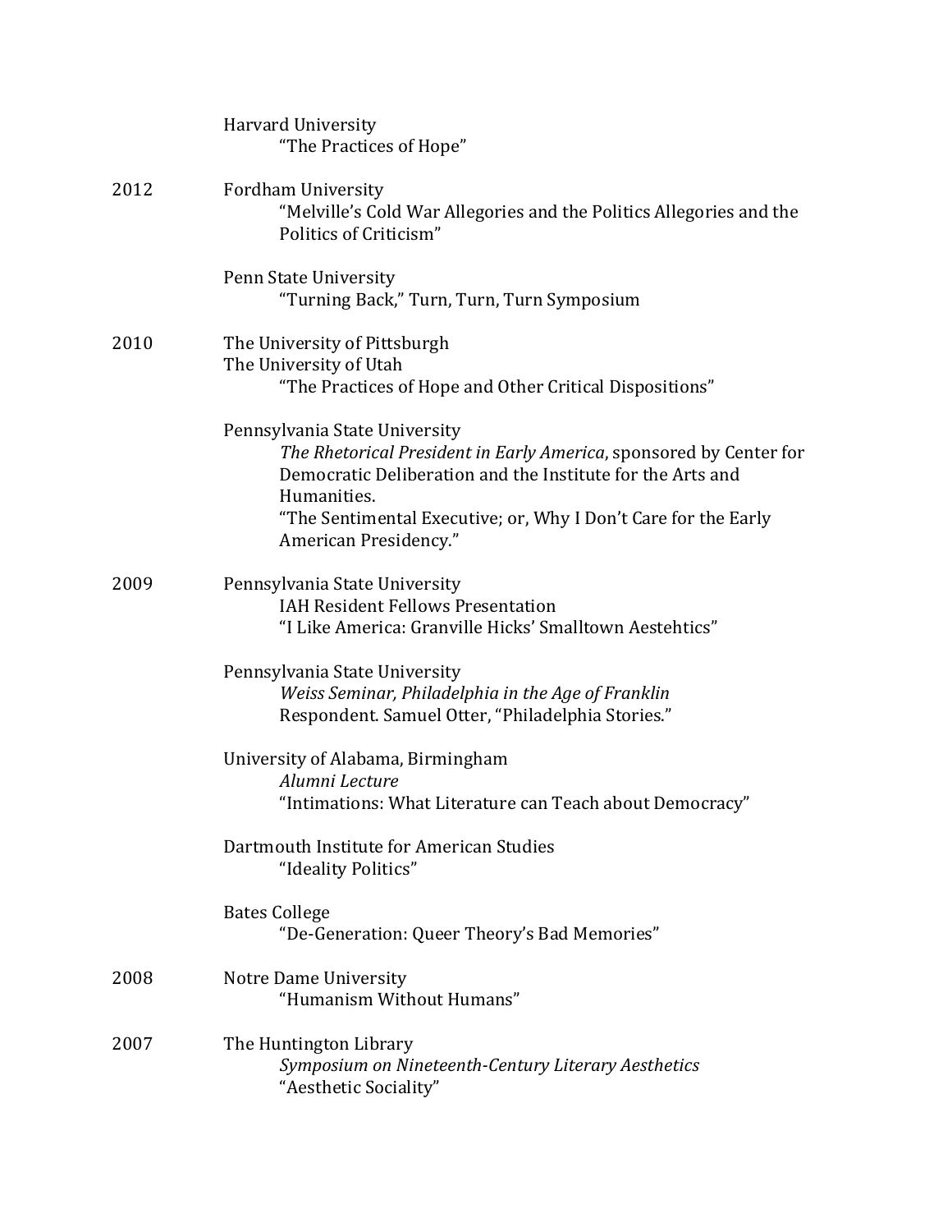Harvard University
“The Practices of Hope”

2012 Fordham University
“Melville’s Cold War Allegories and the Politics Allegories and the Politics of Criticism”

Penn State University
“Turning Back,” Turn, Turn, Turn Symposium

2010 The University of Pittsburgh
The University of Utah
“The Practices of Hope and Other Critical Dispositions”

Pennsylvania State University
*The Rhetorical President in Early America*, sponsored by Center for Democratic Deliberation and the Institute for the Arts and Humanities.
“The Sentimental Executive; or, Why I Don’t Care for the Early American Presidency.”

2009 Pennsylvania State University
IAH Resident Fellows Presentation
“I Like America: Granville Hicks’ Smalltown Aestehtics”

Pennsylvania State University
*Weiss Seminar, Philadelphia in the Age of Franklin*
Respondent. Samuel Otter, “Philadelphia Stories.”

University of Alabama, Birmingham
*Alumni Lecture*
“Intimations: What Literature can Teach about Democracy”

Dartmouth Institute for American Studies
“Ideality Politics”

Bates College
“De-Generation: Queer Theory’s Bad Memories”

2008 Notre Dame University
“Humanism Without Humans”

2007 The Huntington Library
*Symposium on Nineteenth-Century Literary Aesthetics*
“Aesthetic Sociality”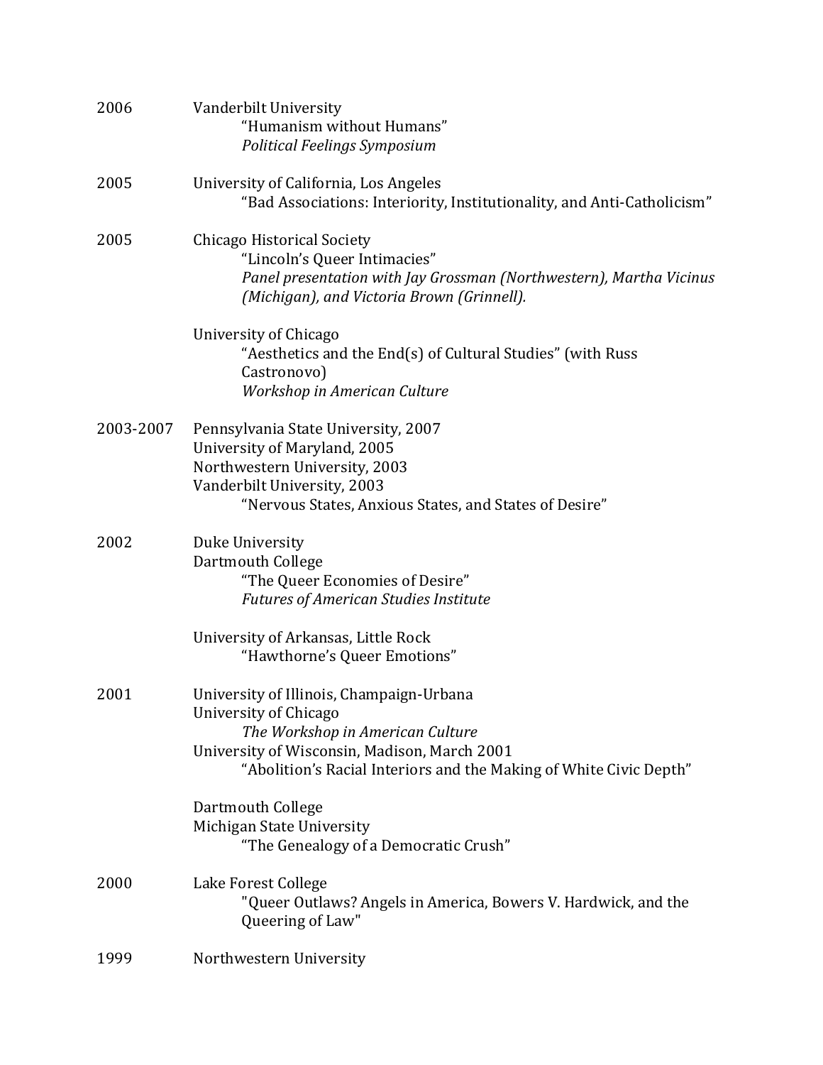2006 Vanderbilt University
"Humanism without Humans"
*Political Feelings Symposium*

2005 University of California, Los Angeles
"Bad Associations: Interiority, Institutionality, and Anti-Catholicism"

2005 Chicago Historical Society
"Lincoln's Queer Intimacies"
*Panel presentation with Jay Grossman (Northwestern), Martha Vicinus (Michigan), and Victoria Brown (Grinnell).*

University of Chicago
"Aesthetics and the End(s) of Cultural Studies" (with Russ Castronovo)
*Workshop in American Culture*

2003-2007 Pennsylvania State University, 2007
University of Maryland, 2005
Northwestern University, 2003
Vanderbilt University, 2003
"Nervous States, Anxious States, and States of Desire"

2002 Duke University
Dartmouth College
"The Queer Economies of Desire"
*Futures of American Studies Institute*

University of Arkansas, Little Rock
"Hawthorne's Queer Emotions"

2001 University of Illinois, Champaign-Urbana
University of Chicago
*The Workshop in American Culture*
University of Wisconsin, Madison, March 2001
"Abolition's Racial Interiors and the Making of White Civic Depth"

Dartmouth College
Michigan State University
"The Genealogy of a Democratic Crush"

2000 Lake Forest College
"Queer Outlaws? Angels in America, Bowers V. Hardwick, and the Queering of Law"

1999 Northwestern University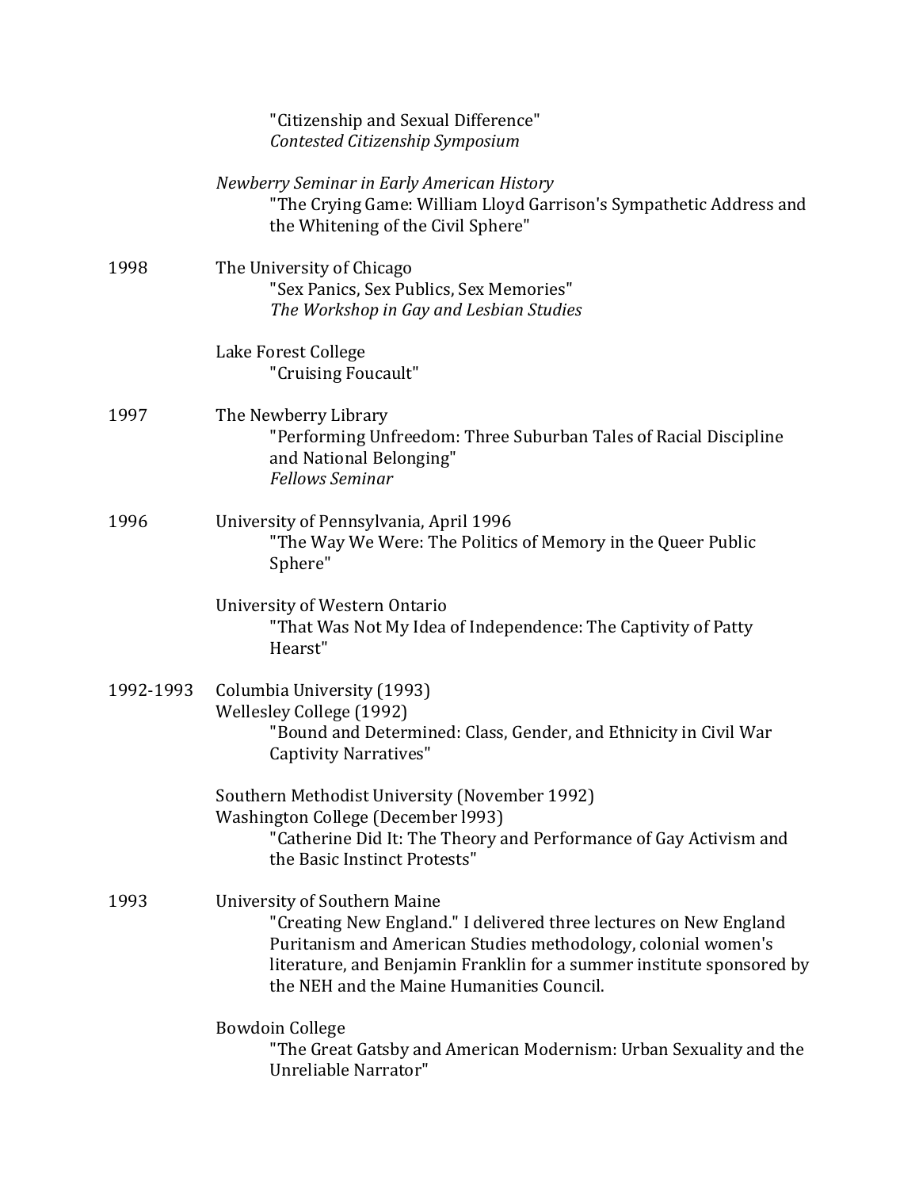"Citizenship and Sexual Difference"
*Contested Citizenship Symposium*

*Newberry Seminar in Early American History*
"The Crying Game: William Lloyd Garrison's Sympathetic Address and the Whitening of the Civil Sphere"

1998 The University of Chicago
"Sex Panics, Sex Publics, Sex Memories"
*The Workshop in Gay and Lesbian Studies*

Lake Forest College
"Cruising Foucault"

1997 The Newberry Library
"Performing Unfreedom: Three Suburban Tales of Racial Discipline and National Belonging"
*Fellows Seminar*

1996 University of Pennsylvania, April 1996
"The Way We Were: The Politics of Memory in the Queer Public Sphere"

University of Western Ontario
"That Was Not My Idea of Independence: The Captivity of Patty Hearst"

1992-1993 Columbia University (1993)
Wellesley College (1992)
"Bound and Determined: Class, Gender, and Ethnicity in Civil War Captivity Narratives"

Southern Methodist University (November 1992)
Washington College (December l993)
"Catherine Did It: The Theory and Performance of Gay Activism and the Basic Instinct Protests"

1993 University of Southern Maine
"Creating New England." I delivered three lectures on New England Puritanism and American Studies methodology, colonial women's literature, and Benjamin Franklin for a summer institute sponsored by the NEH and the Maine Humanities Council.

Bowdoin College
"The Great Gatsby and American Modernism: Urban Sexuality and the Unreliable Narrator"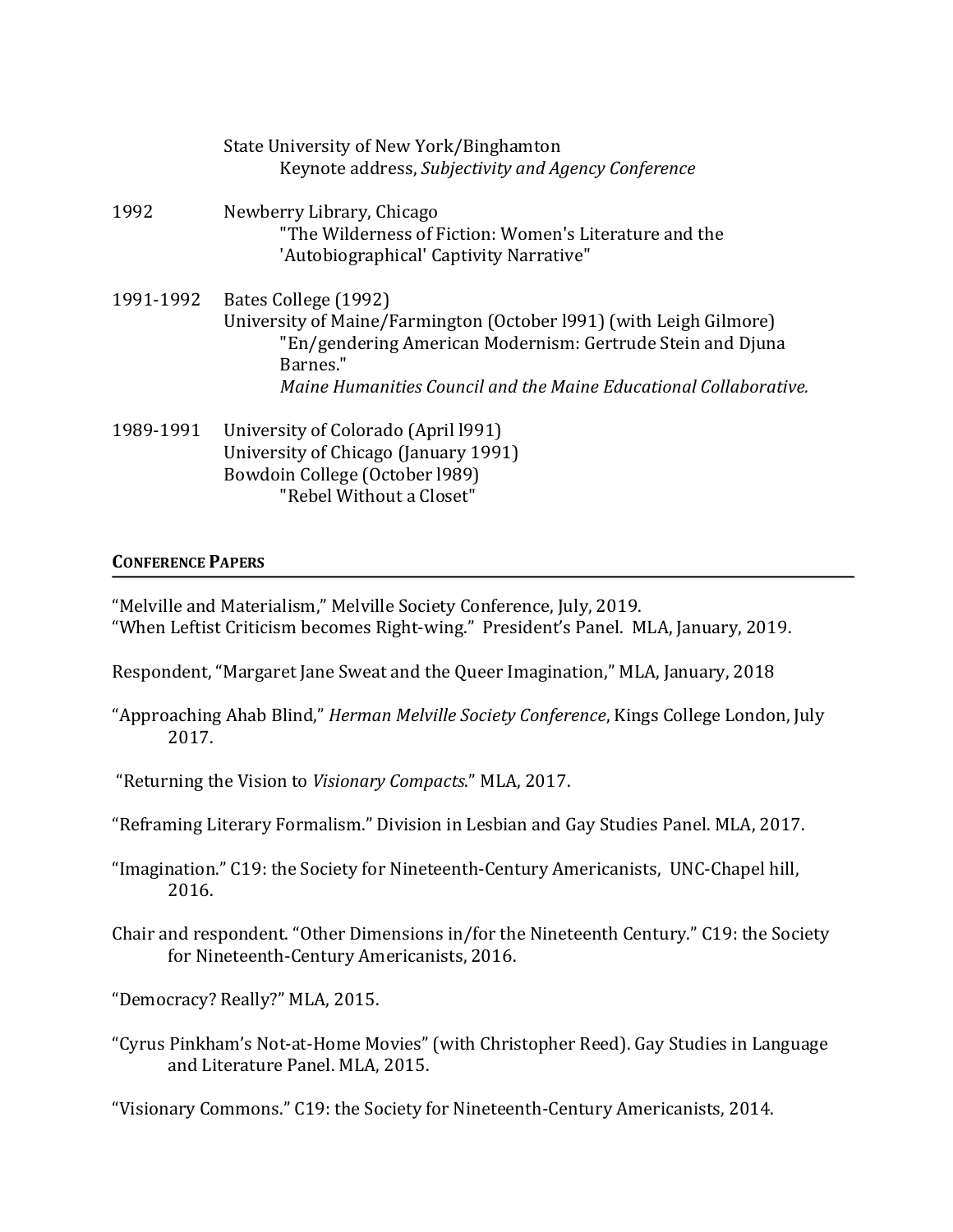State University of New York/Binghamton
    Keynote address, *Subjectivity and Agency Conference*

1992 Newberry Library, Chicago
    "The Wilderness of Fiction: Women's Literature and the 'Autobiographical' Captivity Narrative"

1991-1992 Bates College (1992)
University of Maine/Farmington (October l991) (with Leigh Gilmore)
    "En/gendering American Modernism: Gertrude Stein and Djuna Barnes."
    *Maine Humanities Council and the Maine Educational Collaborative.*

1989-1991 University of Colorado (April l991)
University of Chicago (January 1991)
Bowdoin College (October l989)
    "Rebel Without a Closet"

## Conference Papers

"Melville and Materialism," Melville Society Conference, July, 2019.
"When Leftist Criticism becomes Right-wing." President's Panel. MLA, January, 2019.

Respondent, "Margaret Jane Sweat and the Queer Imagination," MLA, January, 2018

"Approaching Ahab Blind," *Herman Melville Society Conference*, Kings College London, July 2017.

"Returning the Vision to *Visionary Compacts*." MLA, 2017.

"Reframing Literary Formalism." Division in Lesbian and Gay Studies Panel. MLA, 2017.

"Imagination." C19: the Society for Nineteenth-Century Americanists, UNC-Chapel hill, 2016.

Chair and respondent. "Other Dimensions in/for the Nineteenth Century." C19: the Society for Nineteenth-Century Americanists, 2016.

"Democracy? Really?" MLA, 2015.

"Cyrus Pinkham's Not-at-Home Movies" (with Christopher Reed). Gay Studies in Language and Literature Panel. MLA, 2015.

"Visionary Commons." C19: the Society for Nineteenth-Century Americanists, 2014.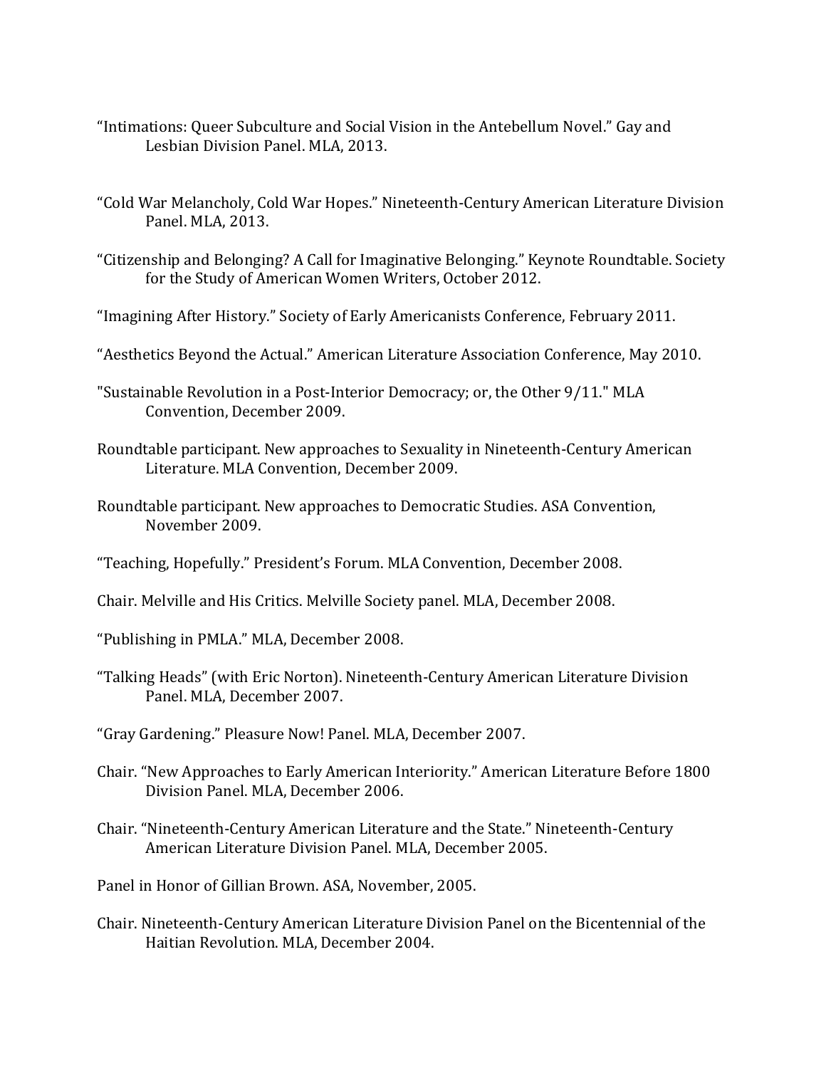"Intimations: Queer Subculture and Social Vision in the Antebellum Novel." Gay and Lesbian Division Panel. MLA, 2013.

"Cold War Melancholy, Cold War Hopes." Nineteenth-Century American Literature Division Panel. MLA, 2013.

"Citizenship and Belonging? A Call for Imaginative Belonging." Keynote Roundtable. Society for the Study of American Women Writers, October 2012.

"Imagining After History." Society of Early Americanists Conference, February 2011.

"Aesthetics Beyond the Actual." American Literature Association Conference, May 2010.

"Sustainable Revolution in a Post-Interior Democracy; or, the Other 9/11." MLA Convention, December 2009.

Roundtable participant. New approaches to Sexuality in Nineteenth-Century American Literature. MLA Convention, December 2009.

Roundtable participant. New approaches to Democratic Studies. ASA Convention, November 2009.

"Teaching, Hopefully." President's Forum. MLA Convention, December 2008.

Chair. Melville and His Critics. Melville Society panel. MLA, December 2008.

"Publishing in PMLA." MLA, December 2008.

"Talking Heads" (with Eric Norton). Nineteenth-Century American Literature Division Panel. MLA, December 2007.

"Gray Gardening." Pleasure Now! Panel. MLA, December 2007.

Chair. "New Approaches to Early American Interiority." American Literature Before 1800 Division Panel. MLA, December 2006.

Chair. "Nineteenth-Century American Literature and the State." Nineteenth-Century American Literature Division Panel. MLA, December 2005.

Panel in Honor of Gillian Brown. ASA, November, 2005.

Chair. Nineteenth-Century American Literature Division Panel on the Bicentennial of the Haitian Revolution. MLA, December 2004.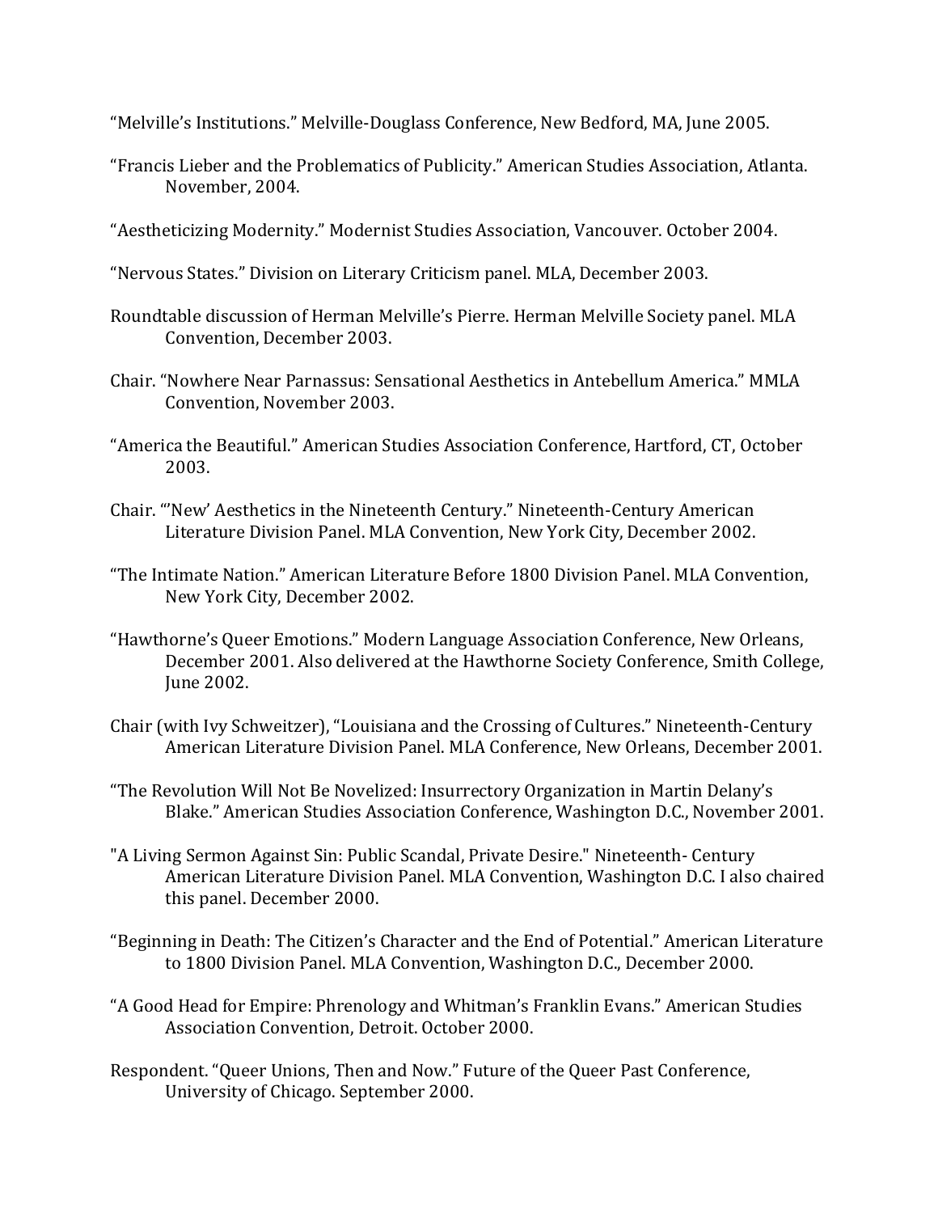"Melville's Institutions." Melville-Douglass Conference, New Bedford, MA, June 2005.

"Francis Lieber and the Problematics of Publicity." American Studies Association, Atlanta. November, 2004.

"Aestheticizing Modernity." Modernist Studies Association, Vancouver. October 2004.

"Nervous States." Division on Literary Criticism panel. MLA, December 2003.

Roundtable discussion of Herman Melville's Pierre. Herman Melville Society panel. MLA Convention, December 2003.

Chair. "Nowhere Near Parnassus: Sensational Aesthetics in Antebellum America." MMLA Convention, November 2003.

"America the Beautiful." American Studies Association Conference, Hartford, CT, October 2003.

Chair. "'New' Aesthetics in the Nineteenth Century." Nineteenth-Century American Literature Division Panel. MLA Convention, New York City, December 2002.

"The Intimate Nation." American Literature Before 1800 Division Panel. MLA Convention, New York City, December 2002.

"Hawthorne's Queer Emotions." Modern Language Association Conference, New Orleans, December 2001. Also delivered at the Hawthorne Society Conference, Smith College, June 2002.

Chair (with Ivy Schweitzer), "Louisiana and the Crossing of Cultures." Nineteenth-Century American Literature Division Panel. MLA Conference, New Orleans, December 2001.

"The Revolution Will Not Be Novelized: Insurrectory Organization in Martin Delany's Blake." American Studies Association Conference, Washington D.C., November 2001.

"A Living Sermon Against Sin: Public Scandal, Private Desire." Nineteenth- Century American Literature Division Panel. MLA Convention, Washington D.C. I also chaired this panel. December 2000.

"Beginning in Death: The Citizen's Character and the End of Potential." American Literature to 1800 Division Panel. MLA Convention, Washington D.C., December 2000.

"A Good Head for Empire: Phrenology and Whitman's Franklin Evans." American Studies Association Convention, Detroit. October 2000.

Respondent. "Queer Unions, Then and Now." Future of the Queer Past Conference, University of Chicago. September 2000.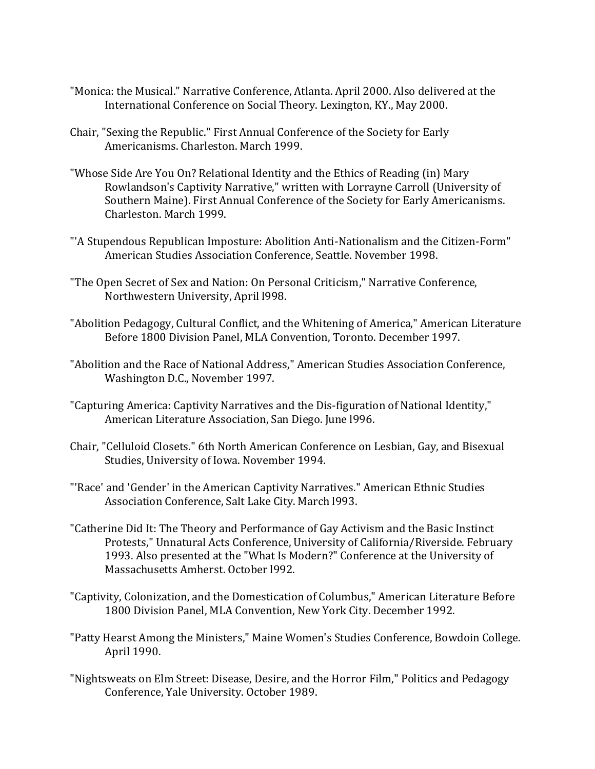"Monica: the Musical." Narrative Conference, Atlanta. April 2000. Also delivered at the International Conference on Social Theory. Lexington, KY., May 2000.

Chair, "Sexing the Republic." First Annual Conference of the Society for Early Americanisms. Charleston. March 1999.

"Whose Side Are You On? Relational Identity and the Ethics of Reading (in) Mary Rowlandson's Captivity Narrative," written with Lorrayne Carroll (University of Southern Maine). First Annual Conference of the Society for Early Americanisms. Charleston. March 1999.

"'A Stupendous Republican Imposture: Abolition Anti-Nationalism and the Citizen-Form" American Studies Association Conference, Seattle. November 1998.

"The Open Secret of Sex and Nation: On Personal Criticism," Narrative Conference, Northwestern University, April l998.

"Abolition Pedagogy, Cultural Conflict, and the Whitening of America," American Literature Before 1800 Division Panel, MLA Convention, Toronto. December 1997.

"Abolition and the Race of National Address," American Studies Association Conference, Washington D.C., November 1997.

"Capturing America: Captivity Narratives and the Dis-figuration of National Identity," American Literature Association, San Diego. June l996.

Chair, "Celluloid Closets." 6th North American Conference on Lesbian, Gay, and Bisexual Studies, University of Iowa. November 1994.

"'Race' and 'Gender' in the American Captivity Narratives." American Ethnic Studies Association Conference, Salt Lake City. March l993.

"Catherine Did It: The Theory and Performance of Gay Activism and the Basic Instinct Protests," Unnatural Acts Conference, University of California/Riverside. February 1993. Also presented at the "What Is Modern?" Conference at the University of Massachusetts Amherst. October l992.

"Captivity, Colonization, and the Domestication of Columbus," American Literature Before 1800 Division Panel, MLA Convention, New York City. December 1992.

"Patty Hearst Among the Ministers," Maine Women's Studies Conference, Bowdoin College. April 1990.

"Nightsweats on Elm Street: Disease, Desire, and the Horror Film," Politics and Pedagogy Conference, Yale University. October 1989.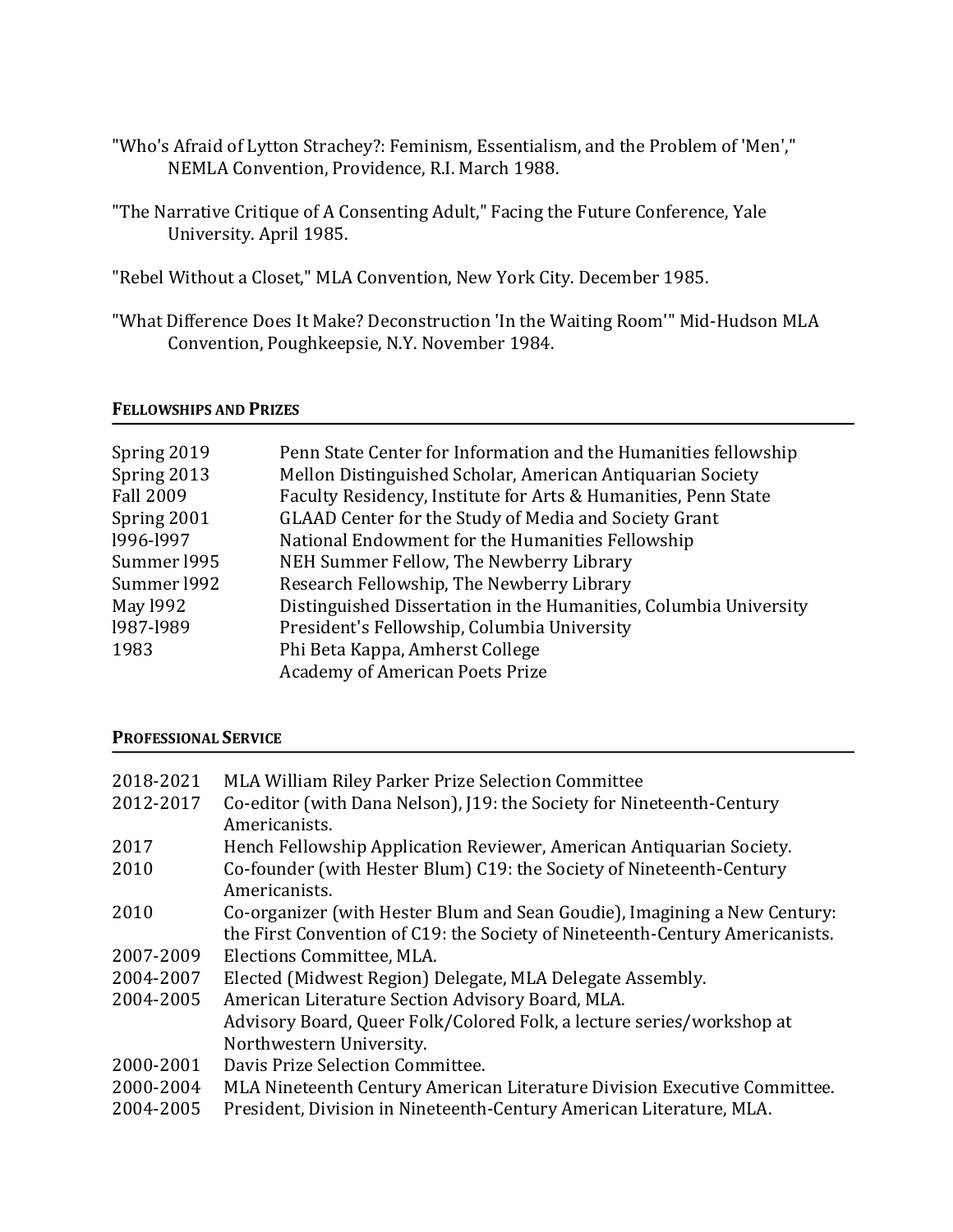"Who's Afraid of Lytton Strachey?: Feminism, Essentialism, and the Problem of 'Men'," NEMLA Convention, Providence, R.I. March 1988.

"The Narrative Critique of A Consenting Adult," Facing the Future Conference, Yale University. April 1985.

"Rebel Without a Closet," MLA Convention, New York City. December 1985.

"What Difference Does It Make? Deconstruction 'In the Waiting Room'" Mid-Hudson MLA Convention, Poughkeepsie, N.Y. November 1984.

## FELLOWSHIPS AND PRIZES

| | |
|---|---|
| Spring 2019 | Penn State Center for Information and the Humanities fellowship |
| Spring 2013 | Mellon Distinguished Scholar, American Antiquarian Society |
| Fall 2009 | Faculty Residency, Institute for Arts & Humanities, Penn State |
| Spring 2001 | GLAAD Center for the Study of Media and Society Grant |
| l996-l997 | National Endowment for the Humanities Fellowship |
| Summer l995 | NEH Summer Fellow, The Newberry Library |
| Summer l992 | Research Fellowship, The Newberry Library |
| May l992 | Distinguished Dissertation in the Humanities, Columbia University |
| l987-l989 | President's Fellowship, Columbia University |
| 1983 | Phi Beta Kappa, Amherst College |
| | Academy of American Poets Prize |

## PROFESSIONAL SERVICE

| | |
|---|---|
| 2018-2021 | MLA William Riley Parker Prize Selection Committee |
| 2012-2017 | Co-editor (with Dana Nelson), J19: the Society for Nineteenth-Century Americanists. |
| 2017 | Hench Fellowship Application Reviewer, American Antiquarian Society. |
| 2010 | Co-founder (with Hester Blum) C19: the Society of Nineteenth-Century Americanists. |
| 2010 | Co-organizer (with Hester Blum and Sean Goudie), Imagining a New Century: the First Convention of C19: the Society of Nineteenth-Century Americanists. |
| 2007-2009 | Elections Committee, MLA. |
| 2004-2007 | Elected (Midwest Region) Delegate, MLA Delegate Assembly. |
| 2004-2005 | American Literature Section Advisory Board, MLA. |
| | Advisory Board, Queer Folk/Colored Folk, a lecture series/workshop at Northwestern University. |
| 2000-2001 | Davis Prize Selection Committee. |
| 2000-2004 | MLA Nineteenth Century American Literature Division Executive Committee. |
| 2004-2005 | President, Division in Nineteenth-Century American Literature, MLA. |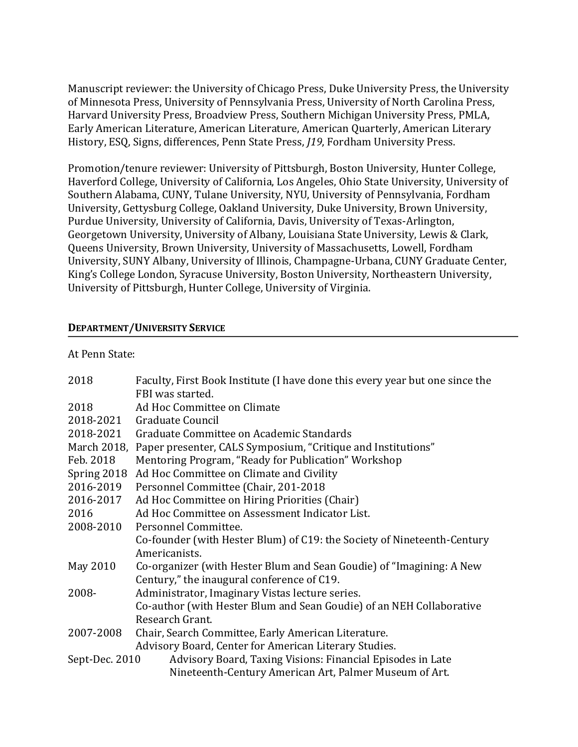Manuscript reviewer: the University of Chicago Press, Duke University Press, the University of Minnesota Press, University of Pennsylvania Press, University of North Carolina Press, Harvard University Press, Broadview Press, Southern Michigan University Press, PMLA, Early American Literature, American Literature, American Quarterly, American Literary History, ESQ, Signs, differences, Penn State Press, *J19*, Fordham University Press.

Promotion/tenure reviewer: University of Pittsburgh, Boston University, Hunter College, Haverford College, University of California, Los Angeles, Ohio State University, University of Southern Alabama, CUNY, Tulane University, NYU, University of Pennsylvania, Fordham University, Gettysburg College, Oakland University, Duke University, Brown University, Purdue University, University of California, Davis, University of Texas-Arlington, Georgetown University, University of Albany, Louisiana State University, Lewis & Clark, Queens University, Brown University, University of Massachusetts, Lowell, Fordham University, SUNY Albany, University of Illinois, Champagne-Urbana, CUNY Graduate Center, King's College London, Syracuse University, Boston University, Northeastern University, University of Pittsburgh, Hunter College, University of Virginia.

## DEPARTMENT/UNIVERSITY SERVICE

At Penn State:

| | |
|---|---|
| 2018 | Faculty, First Book Institute (I have done this every year but one since the FBI was started. |
| 2018 | Ad Hoc Committee on Climate |
| 2018-2021 | Graduate Council |
| 2018-2021 | Graduate Committee on Academic Standards |
| March 2018, | Paper presenter, CALS Symposium, "Critique and Institutions" |
| Feb. 2018 | Mentoring Program, "Ready for Publication" Workshop |
| Spring 2018 | Ad Hoc Committee on Climate and Civility |
| 2016-2019 | Personnel Committee (Chair, 201-2018 |
| 2016-2017 | Ad Hoc Committee on Hiring Priorities (Chair) |
| 2016 | Ad Hoc Committee on Assessment Indicator List. |
| 2008-2010 | Personnel Committee. |
| | Co-founder (with Hester Blum) of C19: the Society of Nineteenth-Century Americanists. |
| May 2010 | Co-organizer (with Hester Blum and Sean Goudie) of "Imagining: A New Century," the inaugural conference of C19. |
| 2008- | Administrator, Imaginary Vistas lecture series. |
| | Co-author (with Hester Blum and Sean Goudie) of an NEH Collaborative Research Grant. |
| 2007-2008 | Chair, Search Committee, Early American Literature. |
| | Advisory Board, Center for American Literary Studies. |
| Sept-Dec. 2010 | Advisory Board, Taxing Visions: Financial Episodes in Late Nineteenth-Century American Art, Palmer Museum of Art. |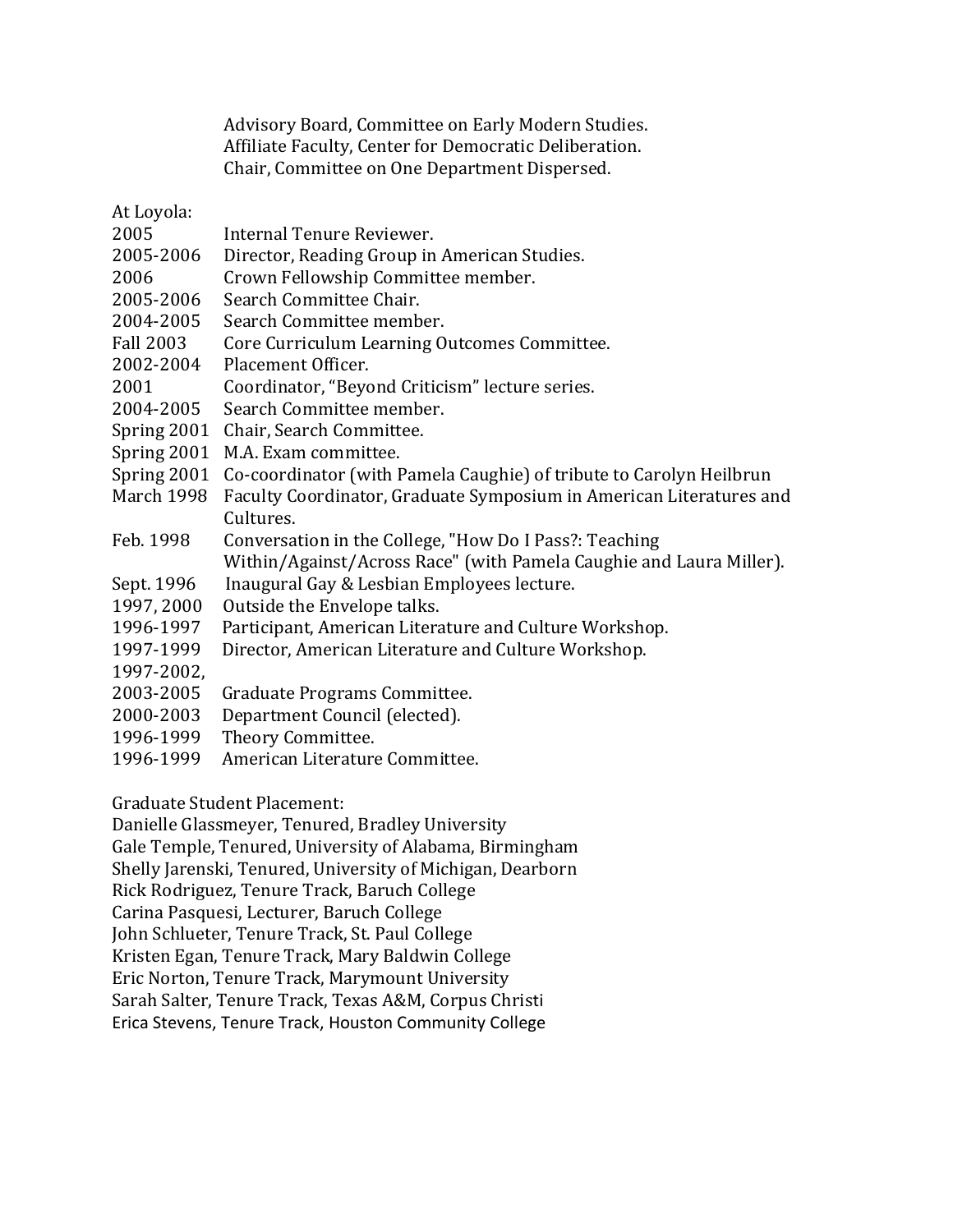Advisory Board, Committee on Early Modern Studies.
Affiliate Faculty, Center for Democratic Deliberation.
Chair, Committee on One Department Dispersed.

At Loyola:

| | |
|---|---|
| 2005 | Internal Tenure Reviewer. |
| 2005-2006 | Director, Reading Group in American Studies. |
| 2006 | Crown Fellowship Committee member. |
| 2005-2006 | Search Committee Chair. |
| 2004-2005 | Search Committee member. |
| Fall 2003 | Core Curriculum Learning Outcomes Committee. |
| 2002-2004 | Placement Officer. |
| 2001 | Coordinator, "Beyond Criticism" lecture series. |
| 2004-2005 | Search Committee member. |
| Spring 2001 | Chair, Search Committee. |
| Spring 2001 | M.A. Exam committee. |
| Spring 2001 | Co-coordinator (with Pamela Caughie) of tribute to Carolyn Heilbrun |
| March 1998 | Faculty Coordinator, Graduate Symposium in American Literatures and Cultures. |
| Feb. 1998 | Conversation in the College, "How Do I Pass?: Teaching Within/Against/Across Race" (with Pamela Caughie and Laura Miller). |
| Sept. 1996 | Inaugural Gay & Lesbian Employees lecture. |
| 1997, 2000 | Outside the Envelope talks. |
| 1996-1997 | Participant, American Literature and Culture Workshop. |
| 1997-1999 | Director, American Literature and Culture Workshop. |
| 1997-2002, 2003-2005 | Graduate Programs Committee. |
| 2000-2003 | Department Council (elected). |
| 1996-1999 | Theory Committee. |
| 1996-1999 | American Literature Committee. |

Graduate Student Placement:
Danielle Glassmeyer, Tenured, Bradley University
Gale Temple, Tenured, University of Alabama, Birmingham
Shelly Jarenski, Tenured, University of Michigan, Dearborn
Rick Rodriguez, Tenure Track, Baruch College
Carina Pasquesi, Lecturer, Baruch College
John Schlueter, Tenure Track, St. Paul College
Kristen Egan, Tenure Track, Mary Baldwin College
Eric Norton, Tenure Track, Marymount University
Sarah Salter, Tenure Track, Texas A&M, Corpus Christi
Erica Stevens, Tenure Track, Houston Community College